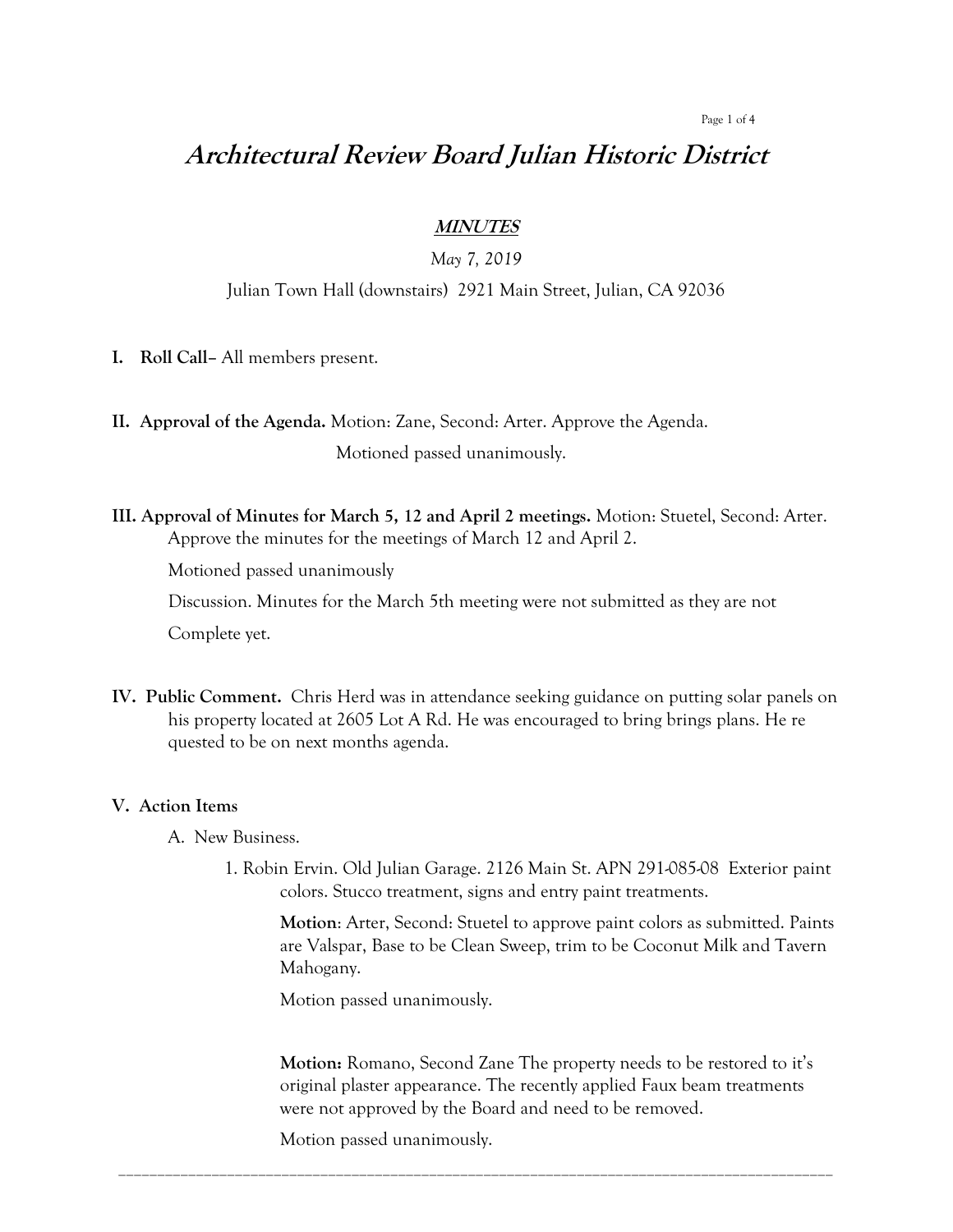# *Architectural Review Board Julian Historic District*

***MINUTES***

*May 7, 2019*

Julian Town Hall (downstairs) 2921 Main Street, Julian, CA 92036

**I. Roll Call–** All members present.

**II. Approval of the Agenda.** Motion: Zane, Second: Arter. Approve the Agenda.

Motioned passed unanimously.

**III. Approval of Minutes for March 5, 12 and April 2 meetings.** Motion: Stuetel, Second: Arter. Approve the minutes for the meetings of March 12 and April 2.

Motioned passed unanimously

Discussion. Minutes for the March 5th meeting were not submitted as they are not Complete yet.

**IV. Public Comment.** Chris Herd was in attendance seeking guidance on putting solar panels on his property located at 2605 Lot A Rd. He was encouraged to bring brings plans. He re quested to be on next months agenda.

**V. Action Items**

A. New Business.

1. Robin Ervin. Old Julian Garage. 2126 Main St. APN 291-085-08 Exterior paint colors. Stucco treatment, signs and entry paint treatments.

   **Motion**: Arter, Second: Stuetel to approve paint colors as submitted. Paints are Valspar, Base to be Clean Sweep, trim to be Coconut Milk and Tavern Mahogany.

   Motion passed unanimously.

   **Motion:** Romano, Second Zane The property needs to be restored to it's original plaster appearance. The recently applied Faux beam treatments were not approved by the Board and need to be removed.

   Motion passed unanimously.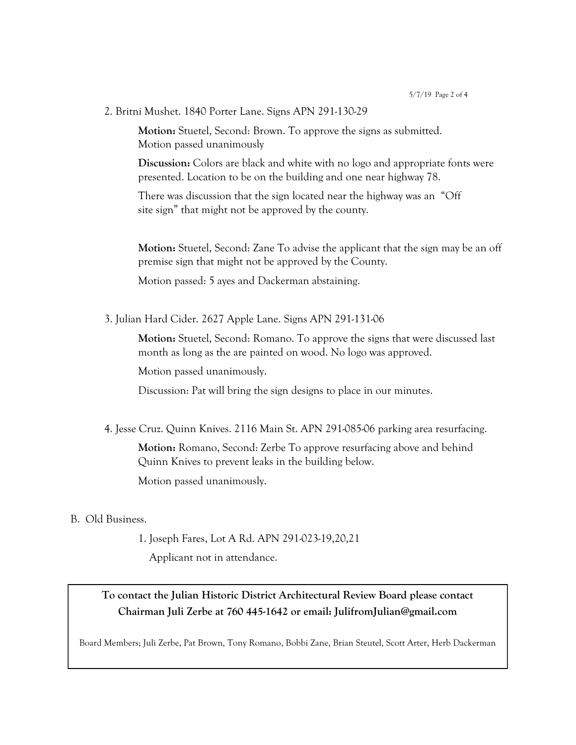2. Britni Mushet. 1840 Porter Lane. Signs APN 291-130-29

   **Motion:** Stuetel, Second: Brown. To approve the signs as submitted. Motion passed unanimously

   **Discussion:** Colors are black and white with no logo and appropriate fonts were presented. Location to be on the building and one near highway 78.

   There was discussion that the sign located near the highway was an "Off site sign" that might not be approved by the county.

   **Motion:** Stuetel, Second: Zane To advise the applicant that the sign may be an off premise sign that might not be approved by the County.

   Motion passed: 5 ayes and Dackerman abstaining.

3. Julian Hard Cider. 2627 Apple Lane. Signs APN 291-131-06

   **Motion:** Stuetel, Second: Romano. To approve the signs that were discussed last month as long as the are painted on wood. No logo was approved.

   Motion passed unanimously.

   Discussion: Pat will bring the sign designs to place in our minutes.

4. Jesse Cruz. Quinn Knives. 2116 Main St. APN 291-085-06 parking area resurfacing.

   **Motion:** Romano, Second: Zerbe To approve resurfacing above and behind Quinn Knives to prevent leaks in the building below.

   Motion passed unanimously.

B. Old Business.

   1. Joseph Fares, Lot A Rd. APN 291-023-19,20,21

      Applicant not in attendance.

---

**To contact the Julian Historic District Architectural Review Board please contact Chairman Juli Zerbe at 760 445-1642 or email: JulifromJulian@gmail.com**

Board Members; Juli Zerbe, Pat Brown, Tony Romano, Bobbi Zane, Brian Steutel, Scott Arter, Herb Dackerman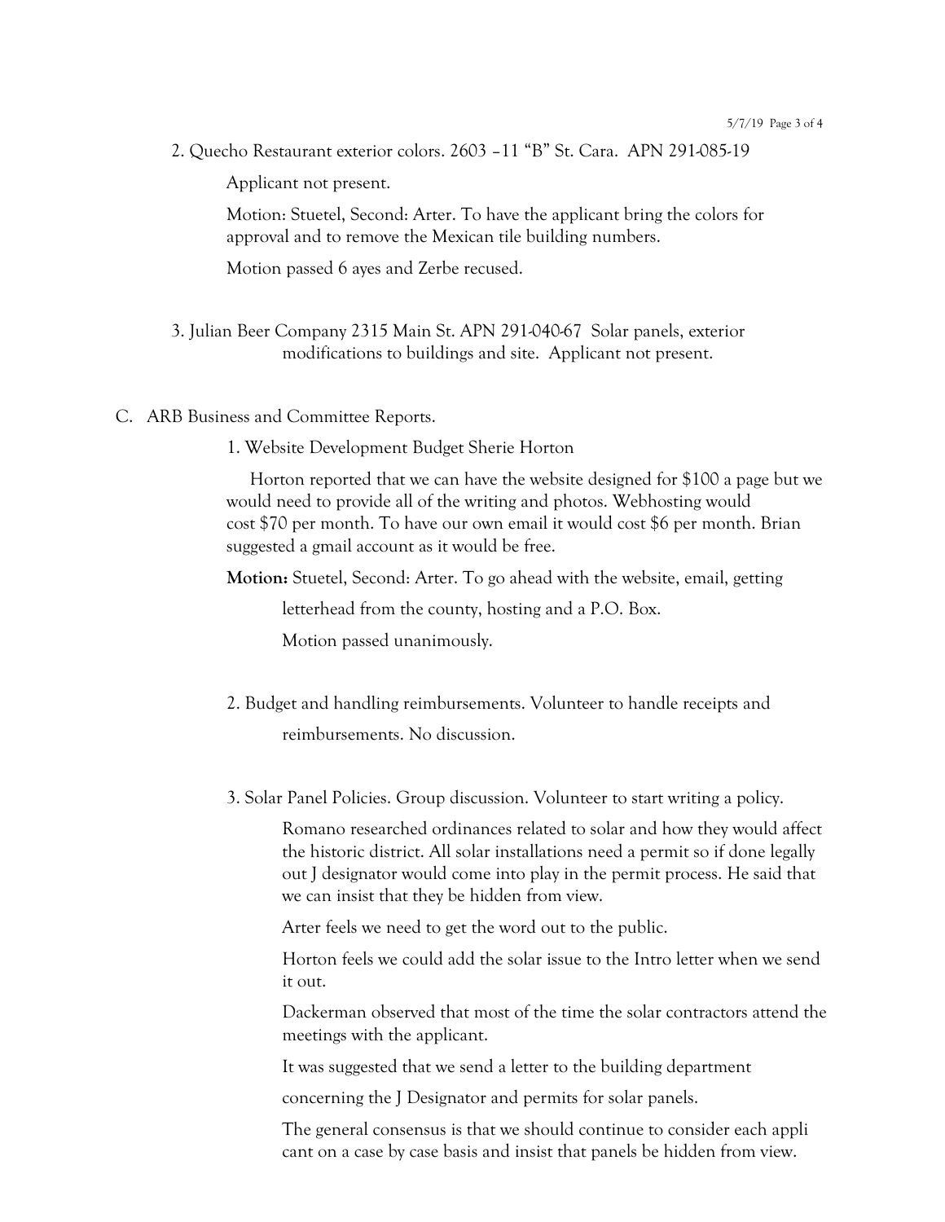2. Quecho Restaurant exterior colors. 2603 –11 "B" St. Cara. APN 291-085-19

   Applicant not present.

   Motion: Stuetel, Second: Arter. To have the applicant bring the colors for approval and to remove the Mexican tile building numbers.

   Motion passed 6 ayes and Zerbe recused.

3. Julian Beer Company 2315 Main St. APN 291-040-67 Solar panels, exterior modifications to buildings and site. Applicant not present.

C. ARB Business and Committee Reports.

   1. Website Development Budget Sherie Horton

      Horton reported that we can have the website designed for $100 a page but we would need to provide all of the writing and photos. Webhosting would cost $70 per month. To have our own email it would cost $6 per month. Brian suggested a gmail account as it would be free.

      **Motion:** Stuetel, Second: Arter. To go ahead with the website, email, getting letterhead from the county, hosting and a P.O. Box.

      Motion passed unanimously.

   2. Budget and handling reimbursements. Volunteer to handle receipts and reimbursements. No discussion.

   3. Solar Panel Policies. Group discussion. Volunteer to start writing a policy.

      Romano researched ordinances related to solar and how they would affect the historic district. All solar installations need a permit so if done legally out J designator would come into play in the permit process. He said that we can insist that they be hidden from view.

      Arter feels we need to get the word out to the public.

      Horton feels we could add the solar issue to the Intro letter when we send it out.

      Dackerman observed that most of the time the solar contractors attend the meetings with the applicant.

      It was suggested that we send a letter to the building department concerning the J Designator and permits for solar panels.

      The general consensus is that we should continue to consider each appli cant on a case by case basis and insist that panels be hidden from view.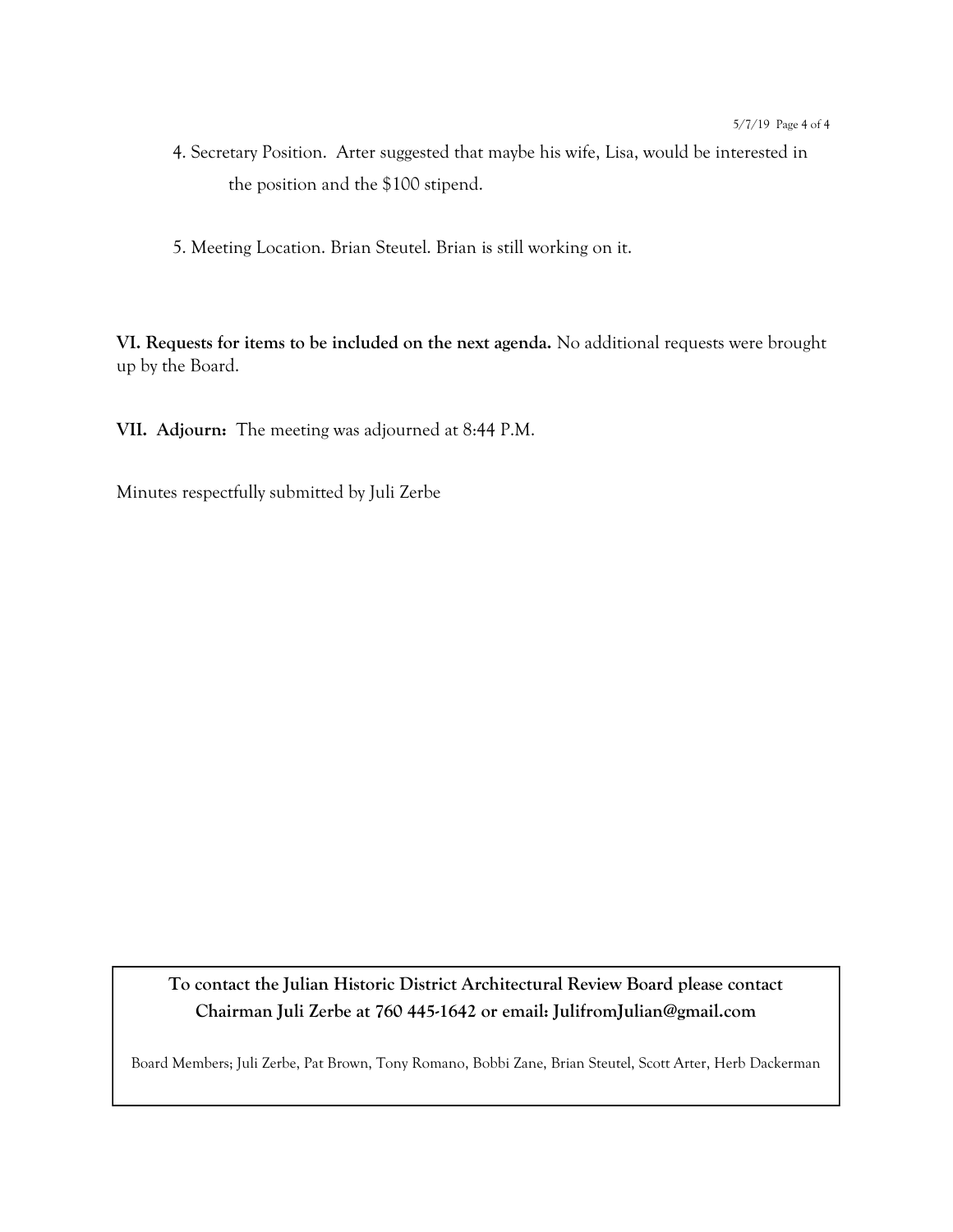4. Secretary Position. Arter suggested that maybe his wife, Lisa, would be interested in the position and the $100 stipend.

5. Meeting Location. Brian Steutel. Brian is still working on it.

**VI. Requests for items to be included on the next agenda.** No additional requests were brought up by the Board.

**VII. Adjourn:** The meeting was adjourned at 8:44 P.M.

Minutes respectfully submitted by Juli Zerbe

**To contact the Julian Historic District Architectural Review Board please contact Chairman Juli Zerbe at 760 445-1642 or email: JulifromJulian@gmail.com**

Board Members; Juli Zerbe, Pat Brown, Tony Romano, Bobbi Zane, Brian Steutel, Scott Arter, Herb Dackerman